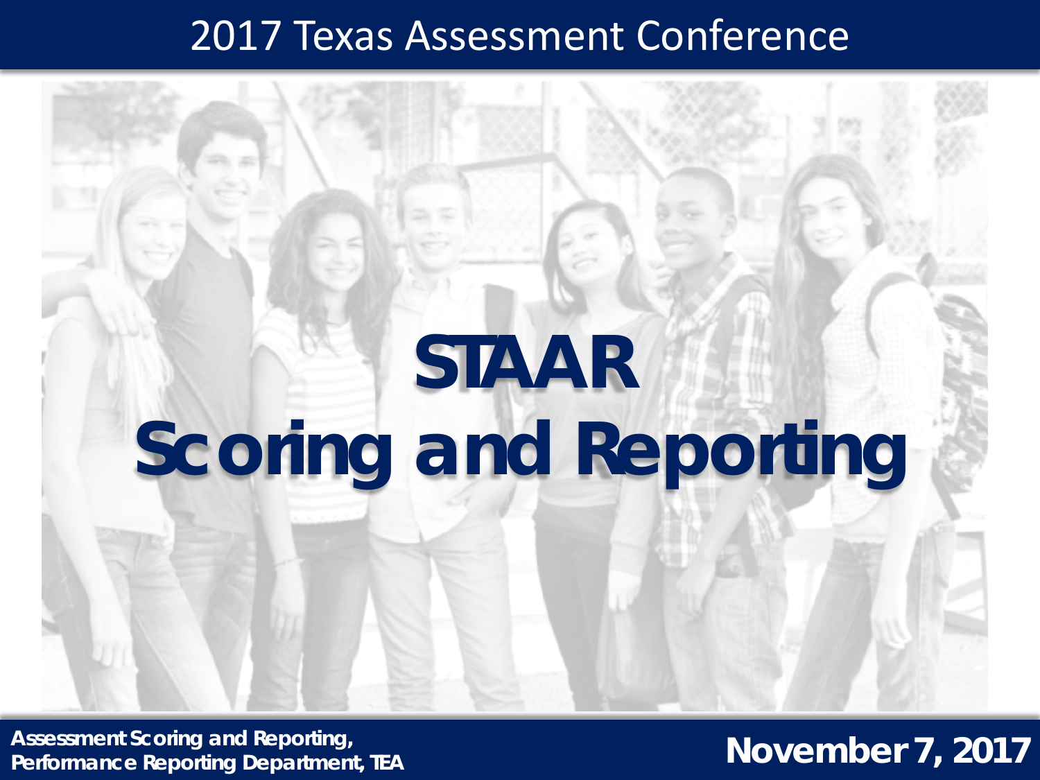2017 Texas Assessment Conference

# STAAR Scoring and Reporting

**Assessment Scoring and Reporting,**
**Performance Reporting Department, TEA**

**November 7, 2017**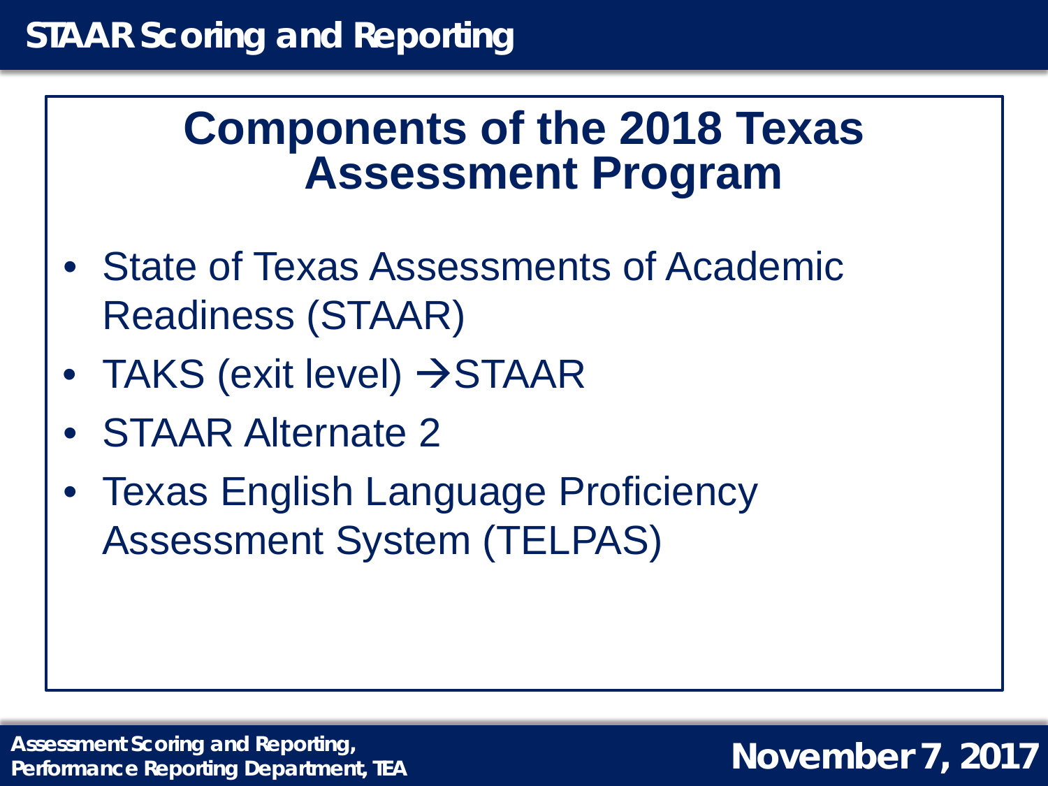## Components of the 2018 Texas Assessment Program

- State of Texas Assessments of Academic Readiness (STAAR)
- TAKS (exit level) →STAAR
- STAAR Alternate 2
- Texas English Language Proficiency Assessment System (TELPAS)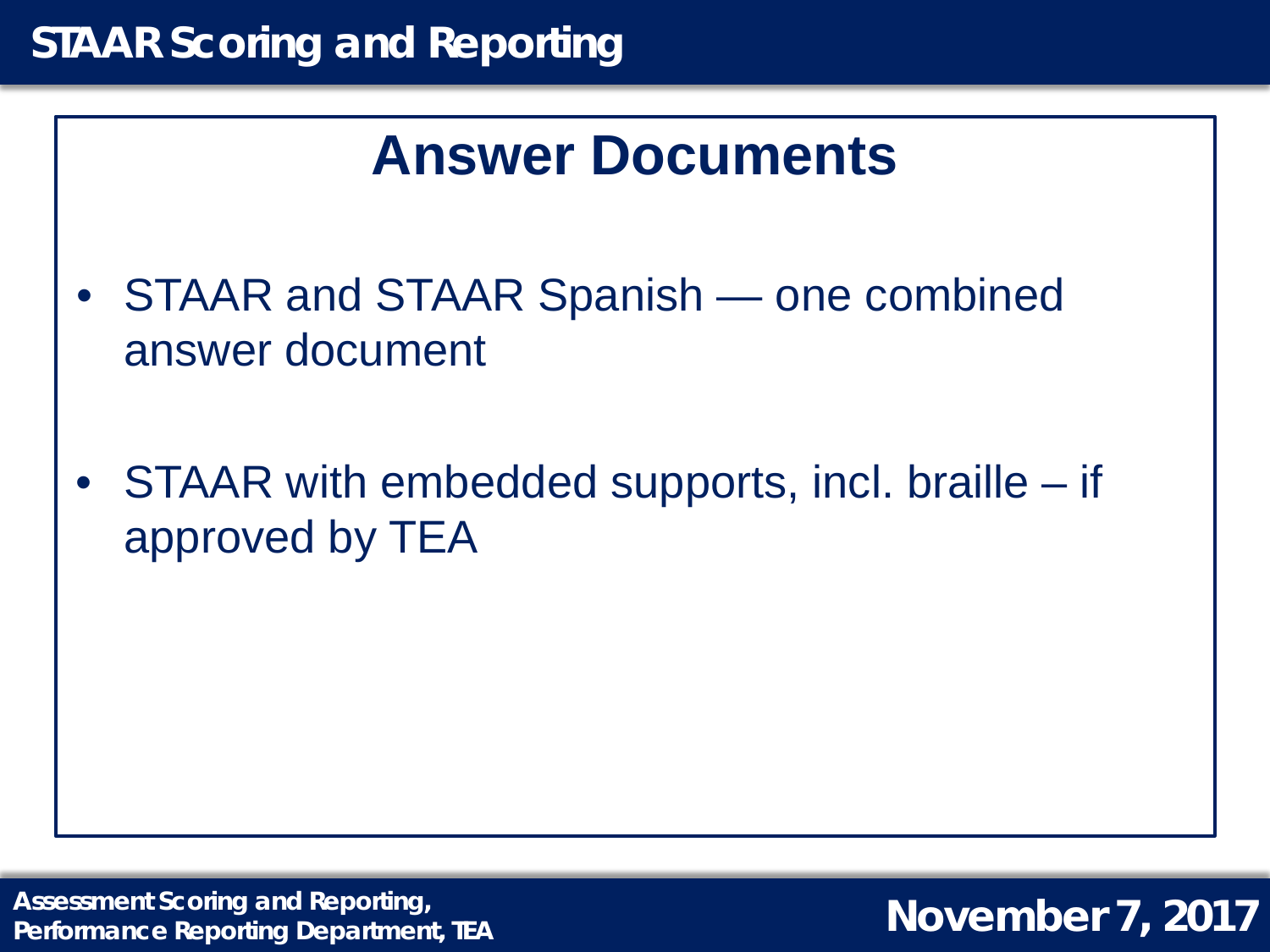## Answer Documents

- STAAR and STAAR Spanish — one combined answer document
- STAAR with embedded supports, incl. braille – if approved by TEA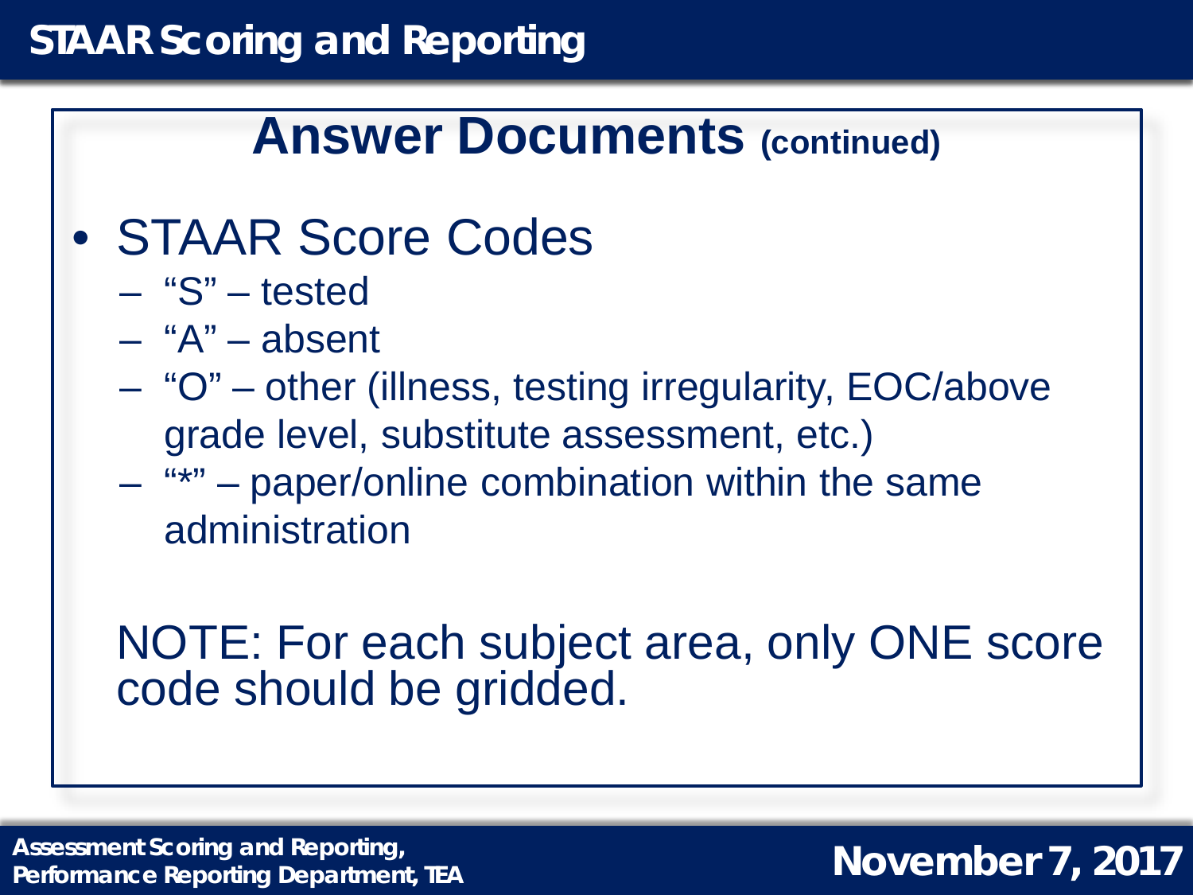# STAAR Scoring and Reporting

## Answer Documents (continued)

- STAAR Score Codes
  - "S" – tested
  - "A" – absent
  - "O" – other (illness, testing irregularity, EOC/above grade level, substitute assessment, etc.)
  - "*" – paper/online combination within the same administration

NOTE: For each subject area, only ONE score code should be gridded.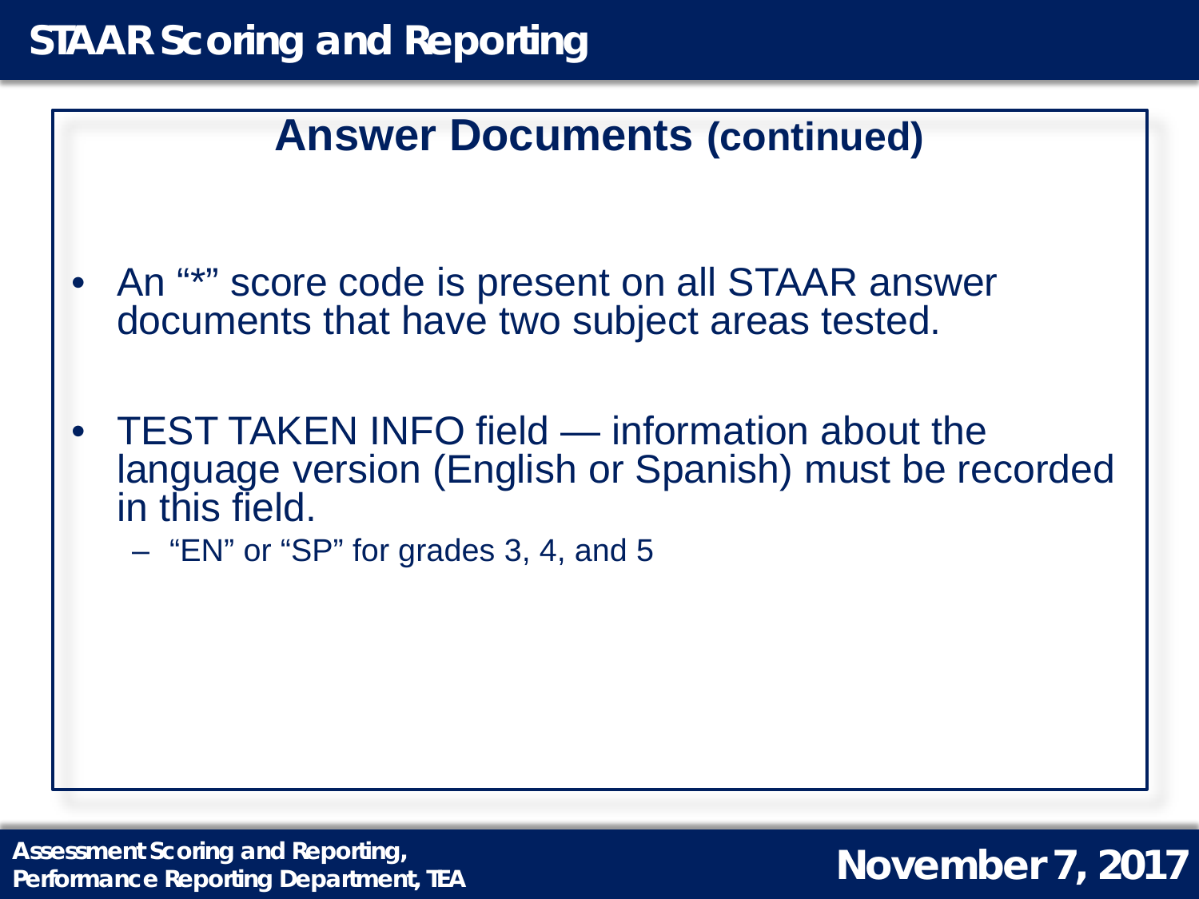# STAAR Scoring and Reporting

## Answer Documents (continued)

- An "*" score code is present on all STAAR answer documents that have two subject areas tested.
- TEST TAKEN INFO field — information about the language version (English or Spanish) must be recorded in this field.
  - "EN" or "SP" for grades 3, 4, and 5

Assessment Scoring and Reporting, Performance Reporting Department, TEA

November 7, 2017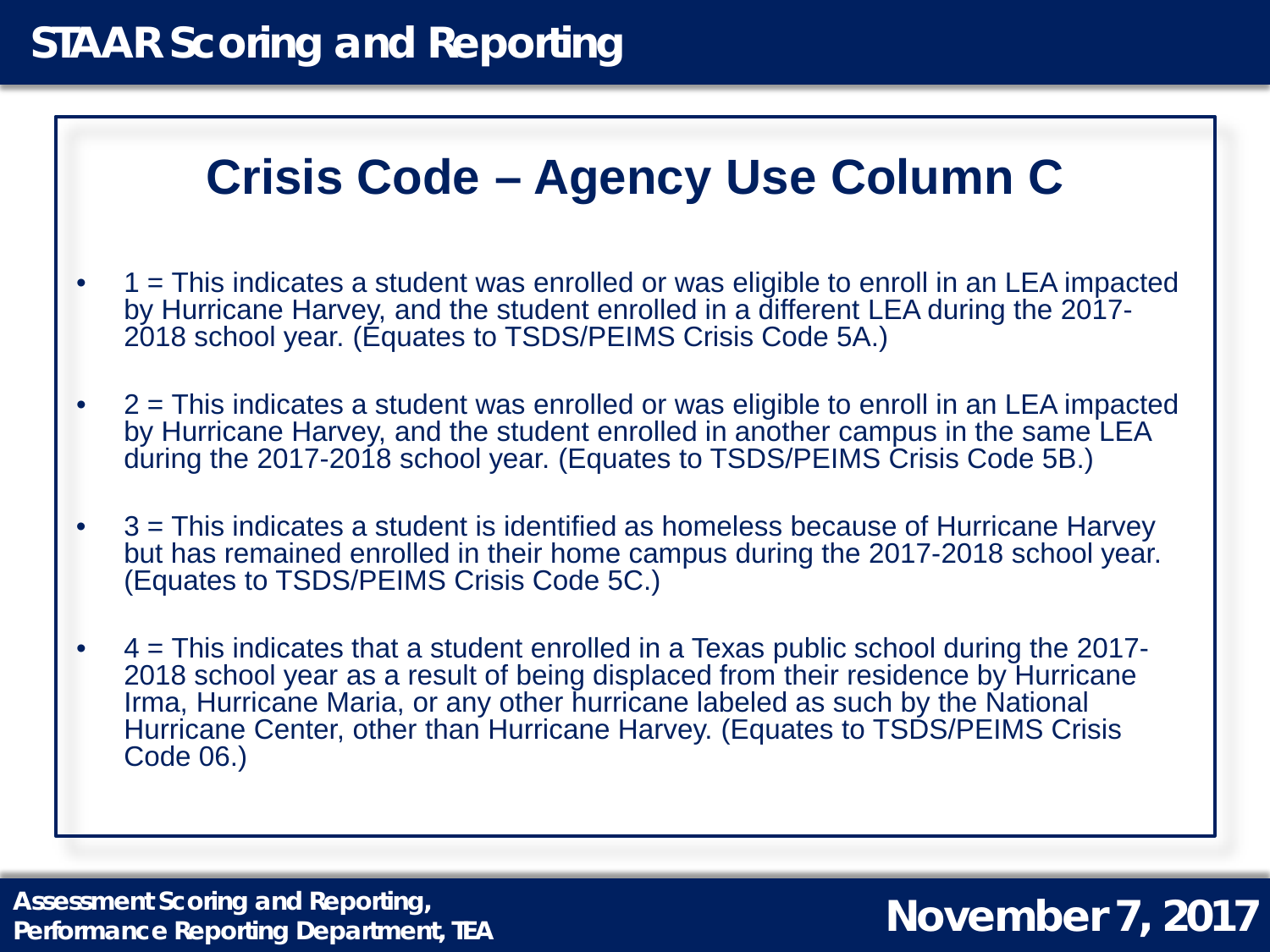# STAAR Scoring and Reporting

## Crisis Code – Agency Use Column C

- 1 = This indicates a student was enrolled or was eligible to enroll in an LEA impacted by Hurricane Harvey, and the student enrolled in a different LEA during the 2017-2018 school year. (Equates to TSDS/PEIMS Crisis Code 5A.)
- 2 = This indicates a student was enrolled or was eligible to enroll in an LEA impacted by Hurricane Harvey, and the student enrolled in another campus in the same LEA during the 2017-2018 school year. (Equates to TSDS/PEIMS Crisis Code 5B.)
- 3 = This indicates a student is identified as homeless because of Hurricane Harvey but has remained enrolled in their home campus during the 2017-2018 school year. (Equates to TSDS/PEIMS Crisis Code 5C.)
- 4 = This indicates that a student enrolled in a Texas public school during the 2017-2018 school year as a result of being displaced from their residence by Hurricane Irma, Hurricane Maria, or any other hurricane labeled as such by the National Hurricane Center, other than Hurricane Harvey. (Equates to TSDS/PEIMS Crisis Code 06.)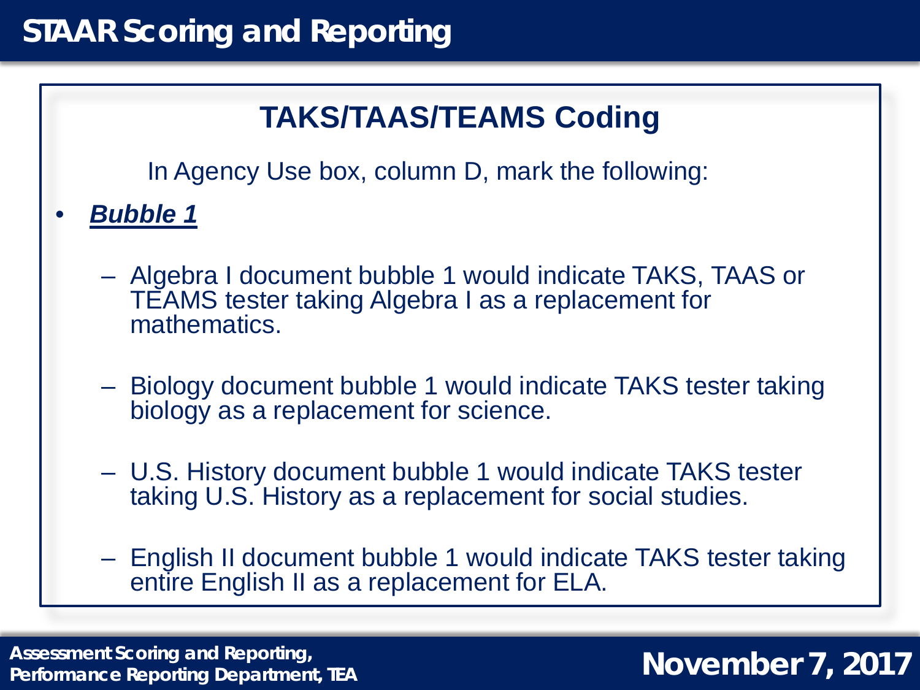# STAAR Scoring and Reporting

## TAKS/TAAS/TEAMS Coding

In Agency Use box, column D, mark the following:

- ***Bubble 1***
  - Algebra I document bubble 1 would indicate TAKS, TAAS or TEAMS tester taking Algebra I as a replacement for mathematics.
  - Biology document bubble 1 would indicate TAKS tester taking biology as a replacement for science.
  - U.S. History document bubble 1 would indicate TAKS tester taking U.S. History as a replacement for social studies.
  - English II document bubble 1 would indicate TAKS tester taking entire English II as a replacement for ELA.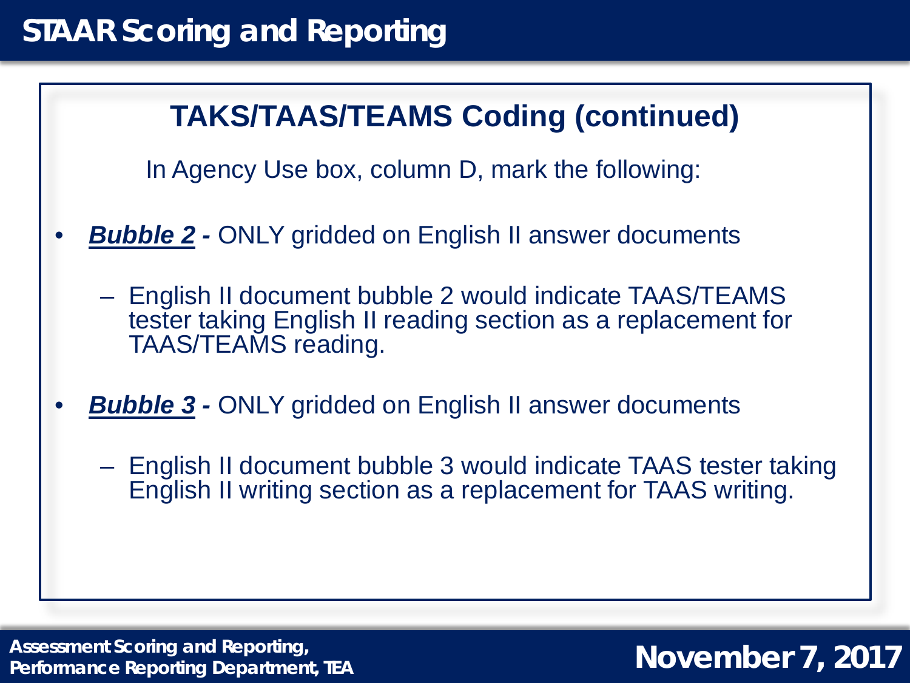# STAAR Scoring and Reporting

## TAKS/TAAS/TEAMS Coding (continued)

In Agency Use box, column D, mark the following:

- ***Bubble 2* -** ONLY gridded on English II answer documents
  - English II document bubble 2 would indicate TAAS/TEAMS tester taking English II reading section as a replacement for TAAS/TEAMS reading.
- ***Bubble 3* -** ONLY gridded on English II answer documents
  - English II document bubble 3 would indicate TAAS tester taking English II writing section as a replacement for TAAS writing.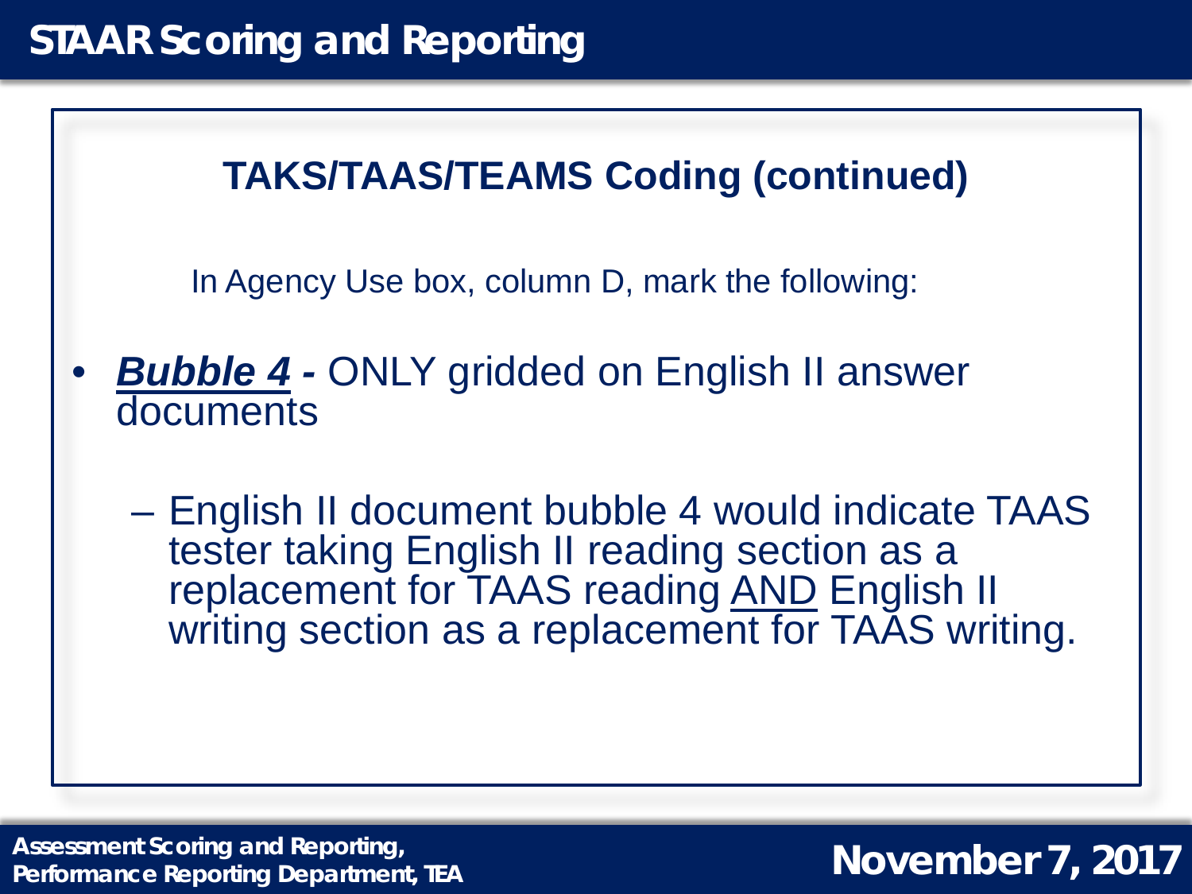# STAAR Scoring and Reporting

## TAKS/TAAS/TEAMS Coding (continued)

In Agency Use box, column D, mark the following:

- ***Bubble 4* -** ONLY gridded on English II answer documents
  - English II document bubble 4 would indicate TAAS tester taking English II reading section as a replacement for TAAS reading AND English II writing section as a replacement for TAAS writing.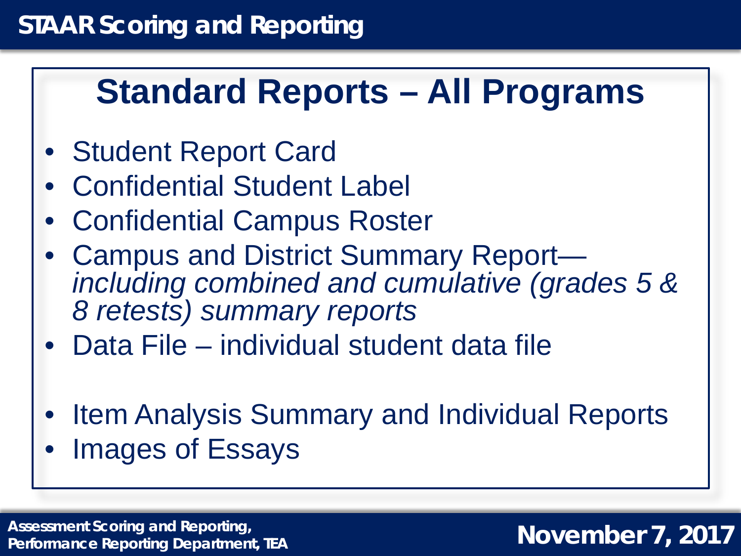# Standard Reports – All Programs

- Student Report Card
- Confidential Student Label
- Confidential Campus Roster
- Campus and District Summary Report—*including combined and cumulative (grades 5 & 8 retests) summary reports*
- Data File – individual student data file

- Item Analysis Summary and Individual Reports
- Images of Essays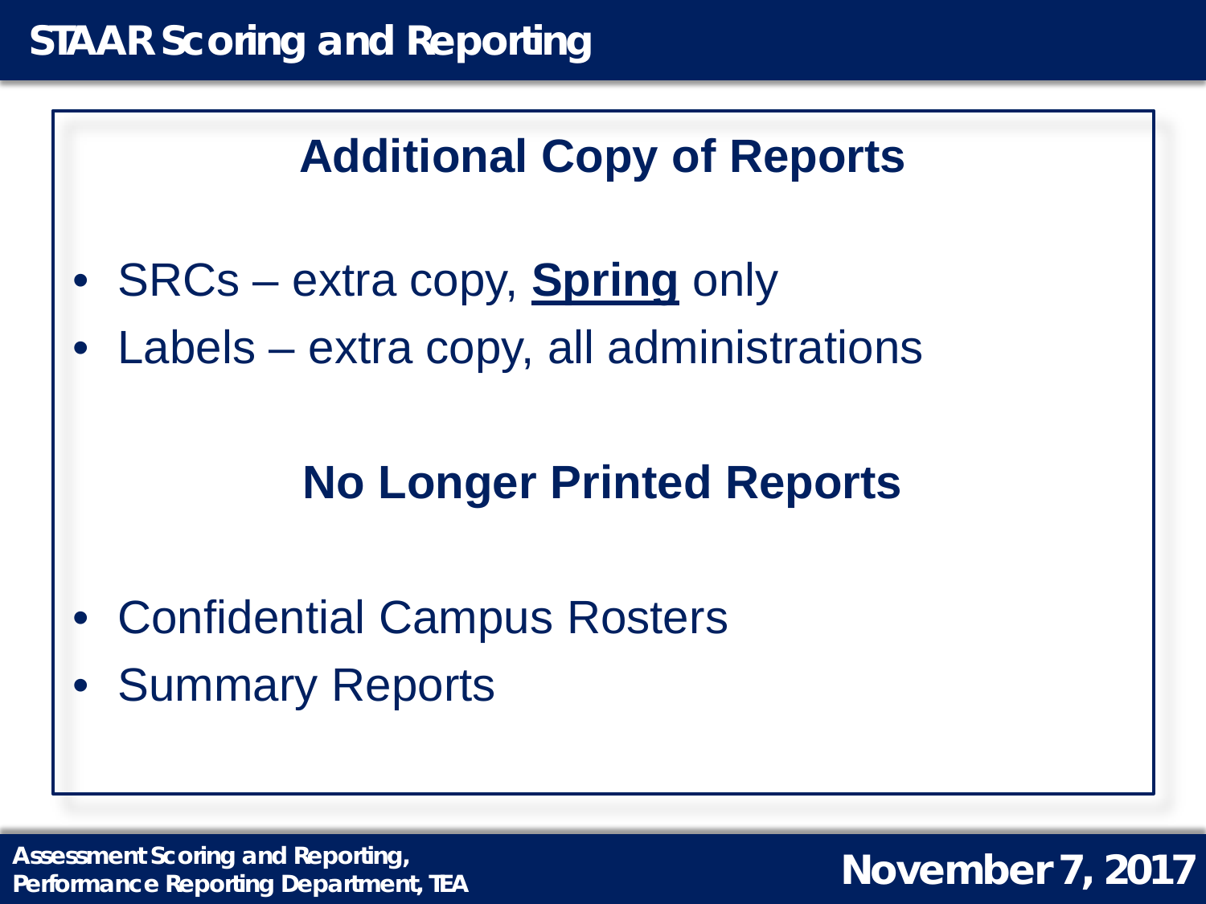## Additional Copy of Reports

- SRCs – extra copy, **<u>Spring</u>** only
- Labels – extra copy, all administrations

## No Longer Printed Reports

- Confidential Campus Rosters
- Summary Reports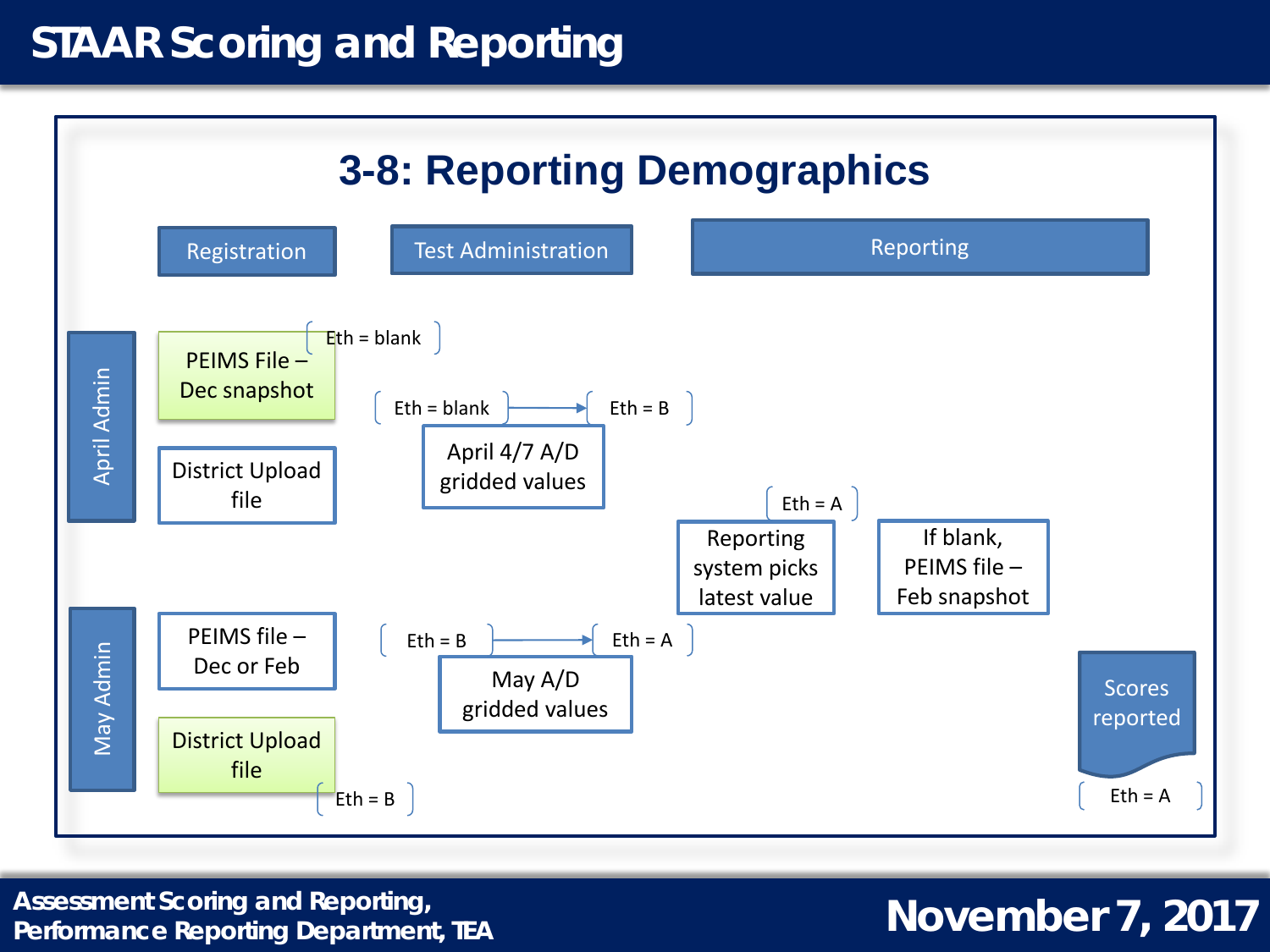# STAAR Scoring and Reporting

## 3-8: Reporting Demographics

Registration | Test Administration | Reporting

**April Admin**

- PEIMS File – Dec snapshot (Eth = blank)
- District Upload file
- April 4/7 A/D gridded values (Eth = blank → Eth = B)

**May Admin**

- PEIMS file – Dec or Feb
- District Upload file (Eth = B)
- May A/D gridded values (Eth = B → Eth = A)

Reporting system picks latest value (Eth = A)

If blank, PEIMS file – Feb snapshot

Scores reported (Eth = A)

Assessment Scoring and Reporting, Performance Reporting Department, TEA

November 7, 2017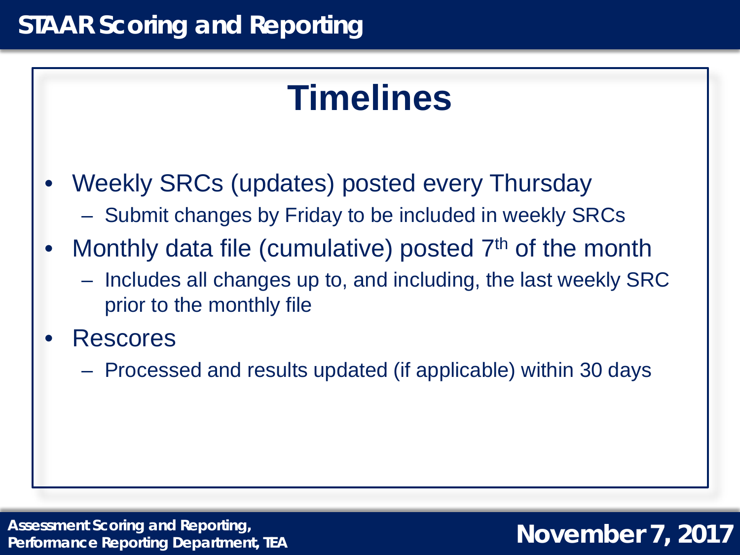## STAAR Scoring and Reporting

# Timelines

- Weekly SRCs (updates) posted every Thursday
  - Submit changes by Friday to be included in weekly SRCs
- Monthly data file (cumulative) posted 7th of the month
  - Includes all changes up to, and including, the last weekly SRC prior to the monthly file
- Rescores
  - Processed and results updated (if applicable) within 30 days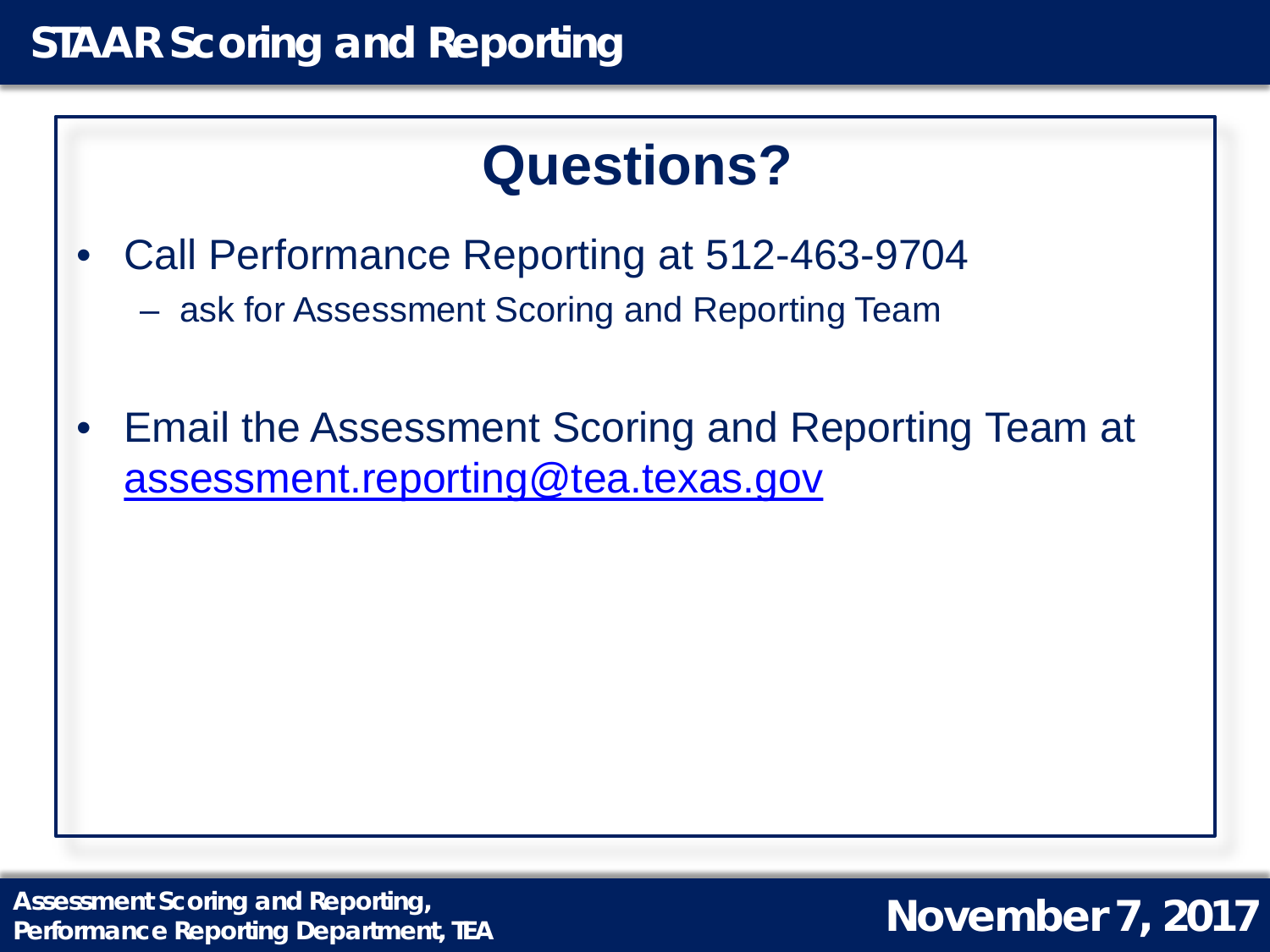# Questions?

- Call Performance Reporting at 512-463-9704
  - ask for Assessment Scoring and Reporting Team

- Email the Assessment Scoring and Reporting Team at [assessment.reporting@tea.texas.gov](mailto:assessment.reporting@tea.texas.gov)